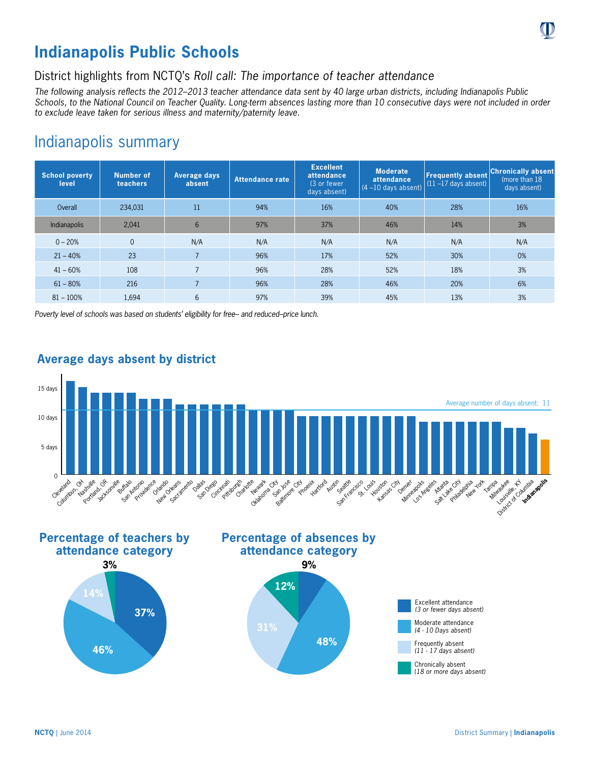# Indianapolis Public Schools

## District highlights from NCTQ's *Roll call: The importance of teacher attendance*

*The following analysis reflects the 2012–2013 teacher attendance data sent by 40 large urban districts, including Indianapolis Public Schools, to the National Council on Teacher Quality. Long-term absences lasting more than 10 consecutive days were not included in order to exclude leave taken for serious illness and maternity/paternity leave.*

## Indianapolis summary

| School poverty level | Number of teachers | Average days absent | Attendance rate | Excellent attendance (3 or fewer days absent) | Moderate attendance (4 –10 days absent) | Frequently absent (11 –17 days absent) | Chronically absent (more than 18 days absent) |
|---|---|---|---|---|---|---|---|
| Overall | 234,031 | 11 | 94% | 16% | 40% | 28% | 16% |
| Indianapolis | 2,041 | 6 | 97% | 37% | 46% | 14% | 3% |
| 0 – 20% | 0 | N/A | N/A | N/A | N/A | N/A | N/A |
| 21 – 40% | 23 | 7 | 96% | 17% | 52% | 30% | 0% |
| 41 – 60% | 108 | 7 | 96% | 28% | 52% | 18% | 3% |
| 61 – 80% | 216 | 7 | 96% | 28% | 46% | 20% | 6% |
| 81 – 100% | 1,694 | 6 | 97% | 39% | 45% | 13% | 3% |

*Poverty level of schools was based on students' eligibility for free– and reduced–price lunch.*

### Average days absent by district

Average number of days absent: 11

Cleveland, Columbus, OH, Nashville, Portland, OR, Jacksonville, Buffalo, San Antonio, Providence, Orlando, New Orleans, Sacramento, Dallas, San Diego, Cincinnati, Pittsburgh, Charlotte, Newark, Oklahoma City, San Jose, Baltimore City, Phoenix, Hartford, Austin, Seattle, San Francisco, St. Louis, Houston, Kansas City, Denver, Minneapolis, Los Angeles, Atlanta, Salt Lake City, Philadelphia, New York, Tampa, Milwaukee, Louisville, KY, District of Columbia, **Indianapolis**

### Percentage of teachers by attendance category

- Excellent attendance (3 or fewer days absent): 37%
- Moderate attendance (4 - 10 Days absent): 46%
- Frequently absent (11 - 17 days absent): 14%
- Chronically absent (18 or more days absent): 3%

### Percentage of absences by attendance category

- Excellent attendance (3 or fewer days absent): 9%
- Moderate attendance (4 - 10 Days absent): 48%
- Frequently absent (11 - 17 days absent): 31%
- Chronically absent (18 or more days absent): 12%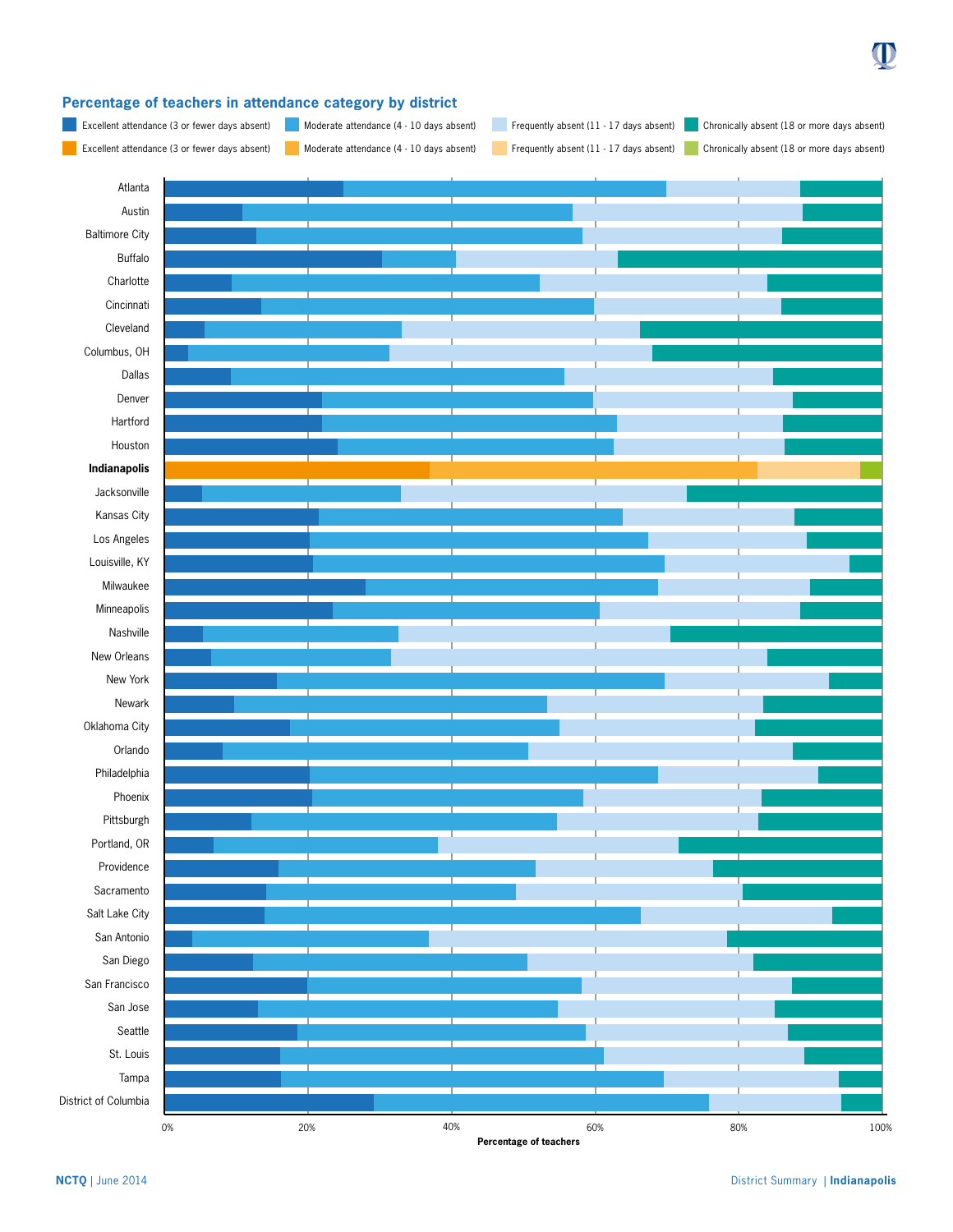## Percentage of teachers in attendance category by district

Excellent attendance (3 or fewer days absent)
Moderate attendance (4 - 10 days absent)
Frequently absent (11 - 17 days absent)
Chronically absent (18 or more days absent)
Excellent attendance (3 or fewer days absent)
Moderate attendance (4 - 10 days absent)
Frequently absent (11 - 17 days absent)
Chronically absent (18 or more days absent)

Atlanta
Austin
Baltimore City
Buffalo
Charlotte
Cincinnati
Cleveland
Columbus, OH
Dallas
Denver
Hartford
Houston
**Indianapolis**
Jacksonville
Kansas City
Los Angeles
Louisville, KY
Milwaukee
Minneapolis
Nashville
New Orleans
New York
Newark
Oklahoma City
Orlando
Philadelphia
Phoenix
Pittsburgh
Portland, OR
Providence
Sacramento
Salt Lake City
San Antonio
San Diego
San Francisco
San Jose
Seattle
St. Louis
Tampa
District of Columbia

0%
20%
40%
60%
80%
100%

**Percentage of teachers**

**NCTQ** | June 2014

District Summary | **Indianapolis**